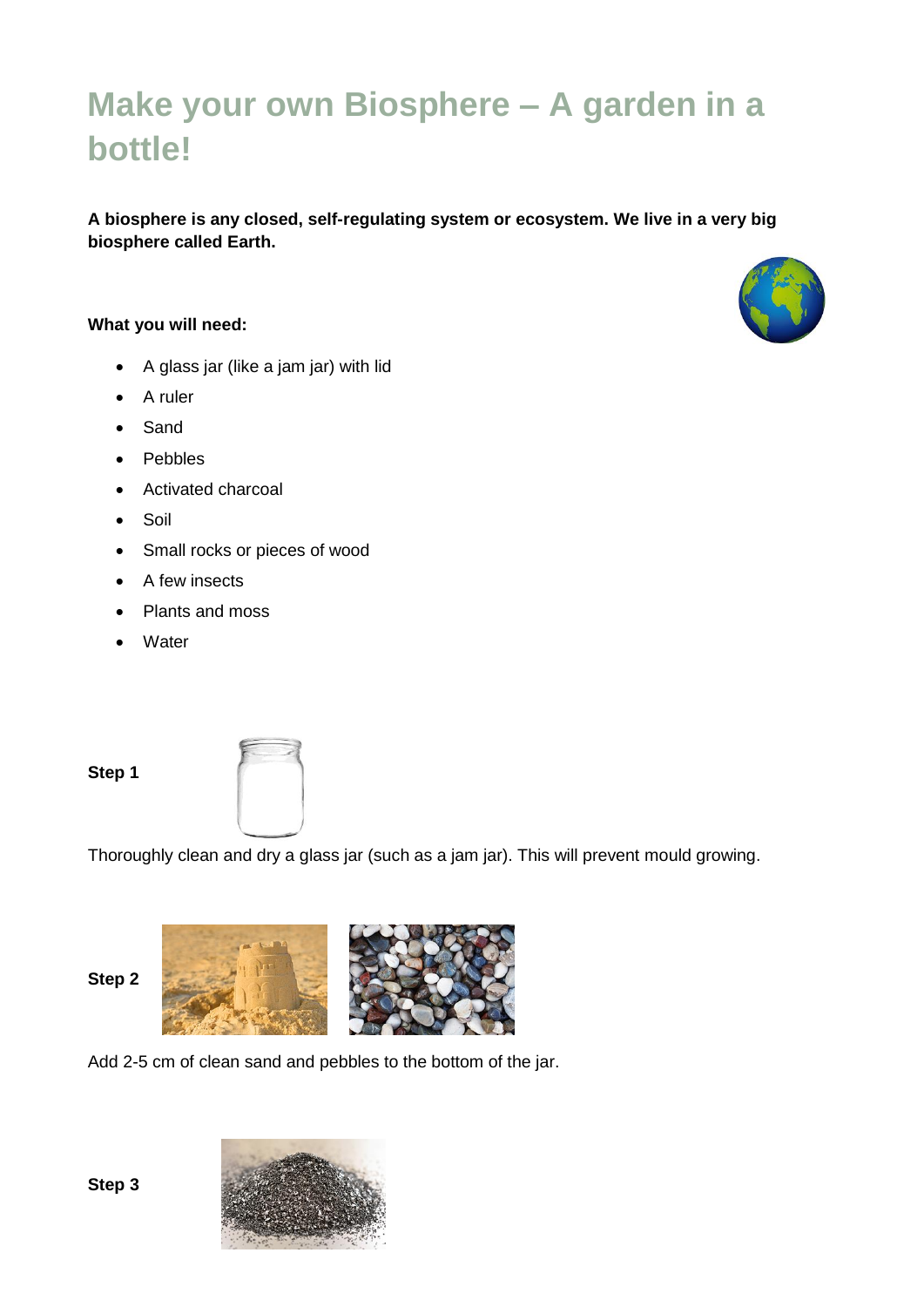# Make your own Biosphere – A garden in a bottle!

**A biosphere is any closed, self-regulating system or ecosystem. We live in a very big biosphere called Earth.**

**What you will need:**

- A glass jar (like a jam jar) with lid
- A ruler
- Sand
- Pebbles
- Activated charcoal
- Soil
- Small rocks or pieces of wood
- A few insects
- Plants and moss
- Water

**Step 1**

Thoroughly clean and dry a glass jar (such as a jam jar). This will prevent mould growing.

**Step 2**

Add 2-5 cm of clean sand and pebbles to the bottom of the jar.

**Step 3**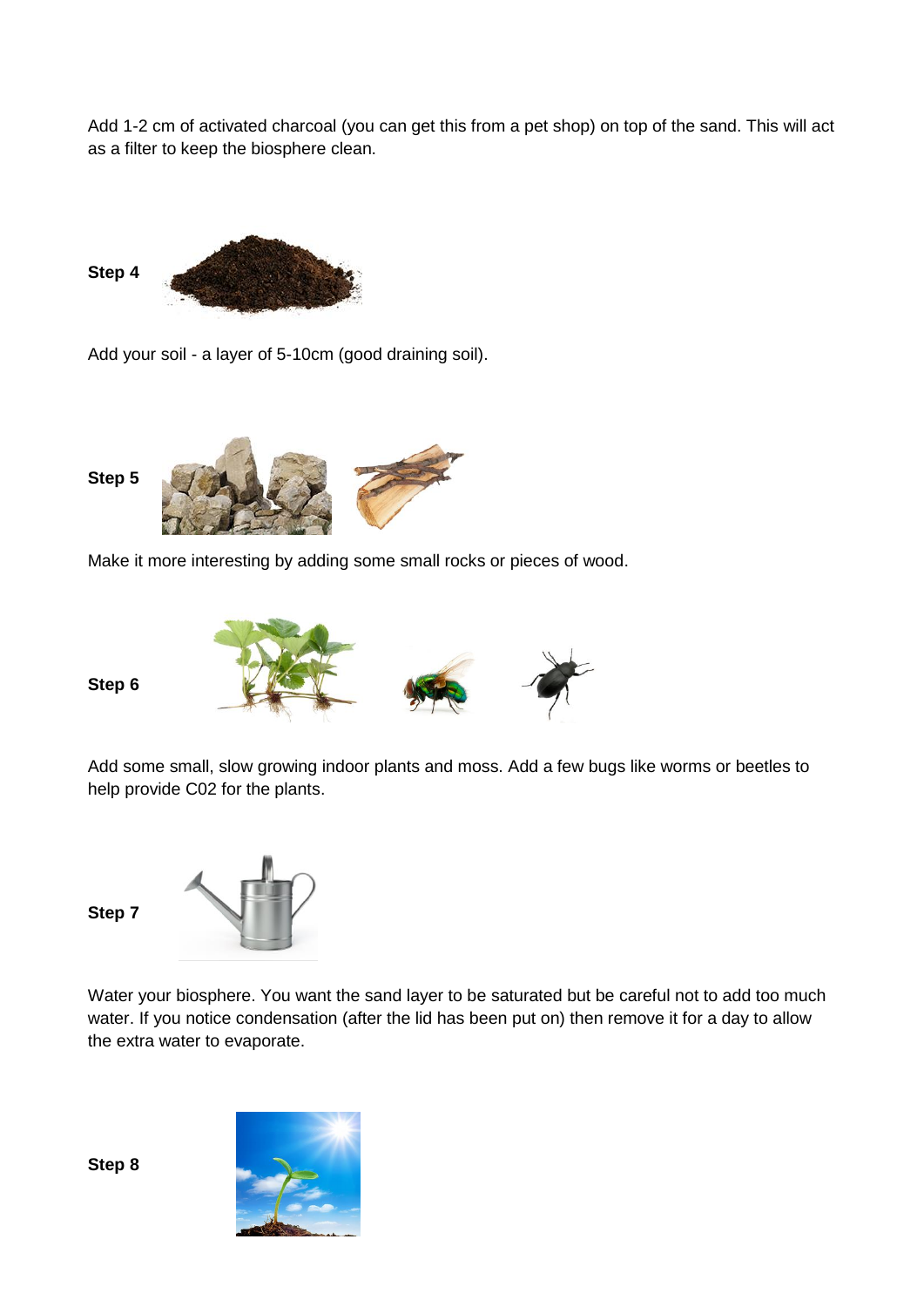Add 1-2 cm of activated charcoal (you can get this from a pet shop) on top of the sand. This will act as a filter to keep the biosphere clean.

**Step 4**

Add your soil - a layer of 5-10cm (good draining soil).

**Step 5**

Make it more interesting by adding some small rocks or pieces of wood.

**Step 6**

Add some small, slow growing indoor plants and moss. Add a few bugs like worms or beetles to help provide C02 for the plants.

**Step 7**

Water your biosphere. You want the sand layer to be saturated but be careful not to add too much water. If you notice condensation (after the lid has been put on) then remove it for a day to allow the extra water to evaporate.

**Step 8**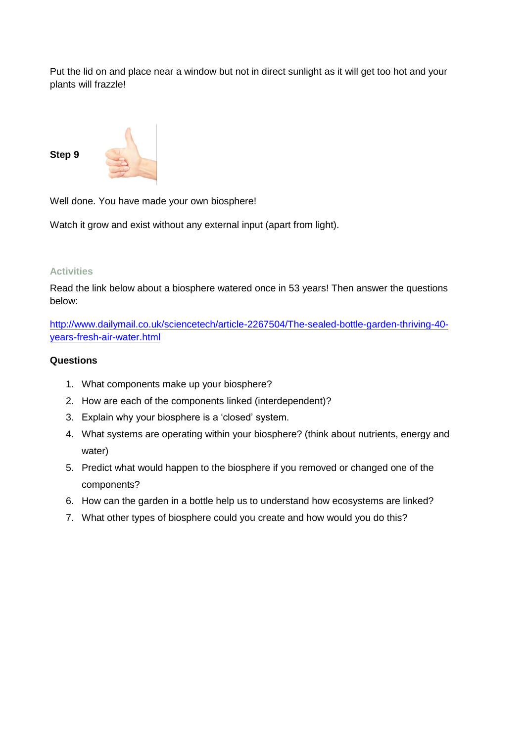Put the lid on and place near a window but not in direct sunlight as it will get too hot and your plants will frazzle!

**Step 9**

Well done. You have made your own biosphere!

Watch it grow and exist without any external input (apart from light).

### Activities

Read the link below about a biosphere watered once in 53 years! Then answer the questions below:

http://www.dailymail.co.uk/sciencetech/article-2267504/The-sealed-bottle-garden-thriving-40-years-fresh-air-water.html

**Questions**

1. What components make up your biosphere?
2. How are each of the components linked (interdependent)?
3. Explain why your biosphere is a 'closed' system.
4. What systems are operating within your biosphere? (think about nutrients, energy and water)
5. Predict what would happen to the biosphere if you removed or changed one of the components?
6. How can the garden in a bottle help us to understand how ecosystems are linked?
7. What other types of biosphere could you create and how would you do this?